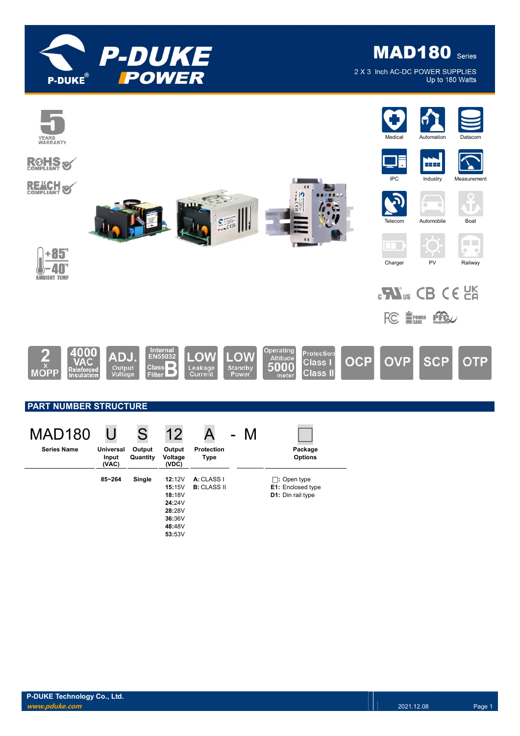# MAD180 Series

2 X 3 Inch AC-DC POWER SUPPLIES
Up to 180 Watts

5 YEARS WARRANTY

RoHS COMPLIANT

REACH COMPLIANT

+85°C / -40°C AMBIENT TEMP

Medical | Automation | Datacom | IPC | Industry | Measurement | Telecom | Automobile | Boat | Charger | PV | Railway

2 x MOPP | 4000 VAC Reinforced Insulation | ADJ. Output Voltage | Internal EN55032 Class B Filter | LOW Leakage Current | LOW Standby Power | Operating Altitude 5000 meter | Protection Class I Class II | OCP | OVP | SCP | OTP

## PART NUMBER STRUCTURE

MAD180 U S 12 A - M ☐

| Series Name | Universal Input (VAC) | Output Quantity | Output Voltage (VDC) | Protection Type | | Package Options |
|---|---|---|---|---|---|---|
| MAD180 | U | S | 12 | A | - M | ☐ |
| | 85~264 | Single | **12:**12V<br>**15:**15V<br>**18:**18V<br>**24:**24V<br>**28:**28V<br>**36:**36V<br>**48:**48V<br>**53:**53V | **A:** CLASS I<br>**B:** CLASS II | | ☐: Open type<br>**E1:** Enclosed type<br>**D1:** Din rail type |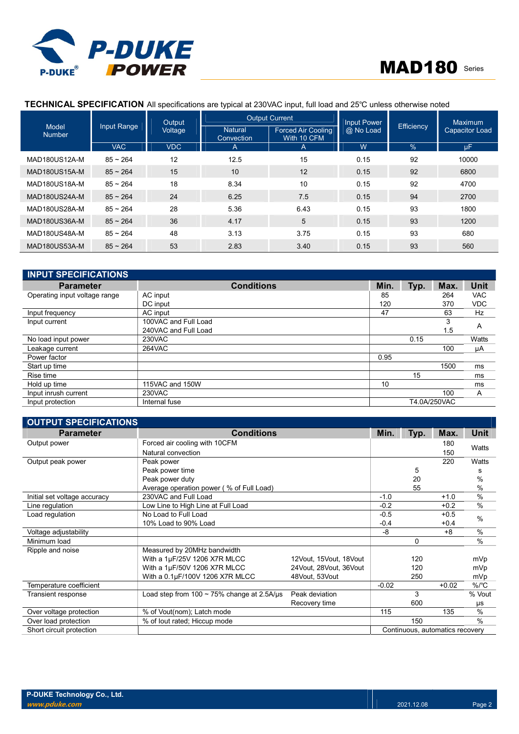## TECHNICAL SPECIFICATION

All specifications are typical at 230VAC input, full load and 25℃ unless otherwise noted

| Model Number | Input Range | Output Voltage | Output Current | | Input Power @ No Load | Efficiency | Maximum Capacitor Load |
|---|---|---|---|---|---|---|---|
| | | | Natural Convection | Forced Air Cooling With 10 CFM | | | |
| | VAC | VDC | A | A | W | % | μF |
| MAD180US12A-M | 85 ~ 264 | 12 | 12.5 | 15 | 0.15 | 92 | 10000 |
| MAD180US15A-M | 85 ~ 264 | 15 | 10 | 12 | 0.15 | 92 | 6800 |
| MAD180US18A-M | 85 ~ 264 | 18 | 8.34 | 10 | 0.15 | 92 | 4700 |
| MAD180US24A-M | 85 ~ 264 | 24 | 6.25 | 7.5 | 0.15 | 94 | 2700 |
| MAD180US28A-M | 85 ~ 264 | 28 | 5.36 | 6.43 | 0.15 | 93 | 1800 |
| MAD180US36A-M | 85 ~ 264 | 36 | 4.17 | 5 | 0.15 | 93 | 1200 |
| MAD180US48A-M | 85 ~ 264 | 48 | 3.13 | 3.75 | 0.15 | 93 | 680 |
| MAD180US53A-M | 85 ~ 264 | 53 | 2.83 | 3.40 | 0.15 | 93 | 560 |

## INPUT SPECIFICATIONS

| Parameter | Conditions | Min. | Typ. | Max. | Unit |
|---|---|---|---|---|---|
| Operating input voltage range | AC input | 85 | | 264 | VAC |
| | DC input | 120 | | 370 | VDC |
| Input frequency | AC input | 47 | | 63 | Hz |
| Input current | 100VAC and Full Load | | | 3 | A |
| | 240VAC and Full Load | | | 1.5 | |
| No load input power | 230VAC | | 0.15 | | Watts |
| Leakage current | 264VAC | | | 100 | μA |
| Power factor | | 0.95 | | | |
| Start up time | | | | 1500 | ms |
| Rise time | | | 15 | | ms |
| Hold up time | 115VAC and 150W | 10 | | | ms |
| Input inrush current | 230VAC | | | 100 | A |
| Input protection | Internal fuse | T4.0A/250VAC | | | |

## OUTPUT SPECIFICATIONS

| Parameter | Conditions | | Min. | Typ. | Max. | Unit |
|---|---|---|---|---|---|---|
| Output power | Forced air cooling with 10CFM | | | | 180 | Watts |
| | Natural convection | | | | 150 | |
| Output peak power | Peak power | | | | 220 | Watts |
| | Peak power time | | | 5 | | s |
| | Peak power duty | | | 20 | | % |
| | Average operation power ( % of Full Load) | | | 55 | | % |
| Initial set voltage accuracy | 230VAC and Full Load | | -1.0 | | +1.0 | % |
| Line regulation | Low Line to High Line at Full Load | | -0.2 | | +0.2 | % |
| Load regulation | No Load to Full Load | | -0.5 | | +0.5 | % |
| | 10% Load to 90% Load | | -0.4 | | +0.4 | |
| Voltage adjustability | | | -8 | | +8 | % |
| Minimum load | | | | 0 | | % |
| Ripple and noise | Measured by 20MHz bandwidth | | | | | |
| | With a 1μF/25V 1206 X7R MLCC | 12Vout, 15Vout, 18Vout | | 120 | | mVp |
| | With a 1μF/50V 1206 X7R MLCC | 24Vout, 28Vout, 36Vout | | 120 | | mVp |
| | With a 0.1μF/100V 1206 X7R MLCC | 48Vout, 53Vout | | 250 | | mVp |
| Temperature coefficient | | | -0.02 | | +0.02 | %/℃ |
| Transient response | Load step from 100 ~ 75% change at 2.5A/μs | Peak deviation | | 3 | | % Vout |
| | | Recovery time | | 600 | | μs |
| Over voltage protection | % of Vout(nom); Latch mode | | 115 | | 135 | % |
| Over load protection | % of Iout rated; Hiccup mode | | | 150 | | % |
| Short circuit protection | | | Continuous, automatics recovery | | | |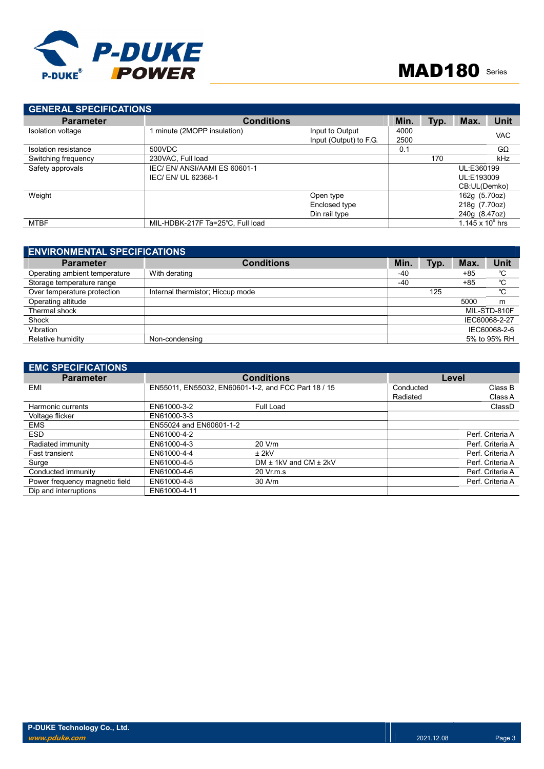## GENERAL SPECIFICATIONS

| Parameter | Conditions | | Min. | Typ. | Max. | Unit |
|---|---|---|---|---|---|---|
| Isolation voltage | 1 minute (2MOPP insulation) | Input to Output<br>Input (Output) to F.G. | 4000<br>2500 | | | VAC |
| Isolation resistance | 500VDC | | 0.1 | | | GΩ |
| Switching frequency | 230VAC, Full load | | | 170 | | kHz |
| Safety approvals | IEC/ EN/ ANSI/AAMI ES 60601-1<br>IEC/ EN/ UL 62368-1 | | | | UL:E360199<br>UL:E193009<br>CB:UL(Demko) | |
| Weight | | Open type<br>Enclosed type<br>Din rail type | | | 162g (5.70oz)<br>218g (7.70oz)<br>240g (8.47oz) | |
| MTBF | MIL-HDBK-217F Ta=25℃, Full load | | | | $1.145 \times 10^6$ hrs | |

## ENVIRONMENTAL SPECIFICATIONS

| Parameter | Conditions | Min. | Typ. | Max. | Unit |
|---|---|---|---|---|---|
| Operating ambient temperature | With derating | -40 | | +85 | ℃ |
| Storage temperature range | | -40 | | +85 | ℃ |
| Over temperature protection | Internal thermistor; Hiccup mode | | 125 | | ℃ |
| Operating altitude | | | | 5000 | m |
| Thermal shock | | | | | MIL-STD-810F |
| Shock | | | | | IEC60068-2-27 |
| Vibration | | | | | IEC60068-2-6 |
| Relative humidity | Non-condensing | | | | 5% to 95% RH |

## EMC SPECIFICATIONS

| Parameter | Conditions | | Level | |
|---|---|---|---|---|
| EMI | EN55011, EN55032, EN60601-1-2, and FCC Part 18 / 15 | | Conducted<br>Radiated | Class B<br>Class A |
| Harmonic currents | EN61000-3-2 | Full Load | | ClassD |
| Voltage flicker | EN61000-3-3 | | | |
| EMS | EN55024 and EN60601-1-2 | | | |
| ESD | EN61000-4-2 | | | Perf. Criteria A |
| Radiated immunity | EN61000-4-3 | 20 V/m | | Perf. Criteria A |
| Fast transient | EN61000-4-4 | ± 2kV | | Perf. Criteria A |
| Surge | EN61000-4-5 | DM ± 1kV and CM ± 2kV | | Perf. Criteria A |
| Conducted immunity | EN61000-4-6 | 20 Vr.m.s | | Perf. Criteria A |
| Power frequency magnetic field | EN61000-4-8 | 30 A/m | | Perf. Criteria A |
| Dip and interruptions | EN61000-4-11 | | | |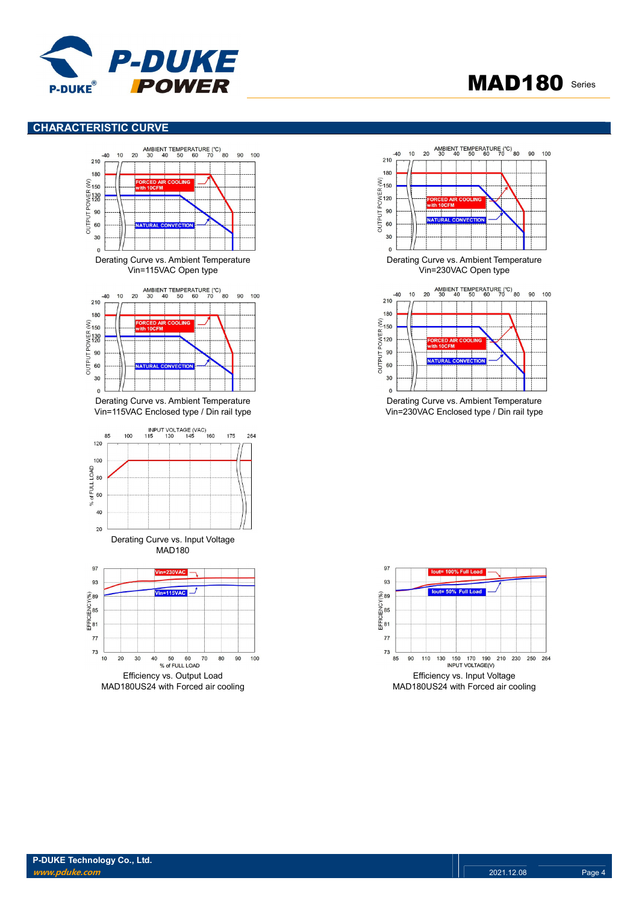## CHARACTERISTIC CURVE

Derating Curve vs. Ambient Temperature
Vin=115VAC Open type

Derating Curve vs. Ambient Temperature
Vin=230VAC Open type

Derating Curve vs. Ambient Temperature
Vin=115VAC Enclosed type / Din rail type

Derating Curve vs. Ambient Temperature
Vin=230VAC Enclosed type / Din rail type

Derating Curve vs. Input Voltage
MAD180

Efficiency vs. Output Load
MAD180US24 with Forced air cooling

Efficiency vs. Input Voltage
MAD180US24 with Forced air cooling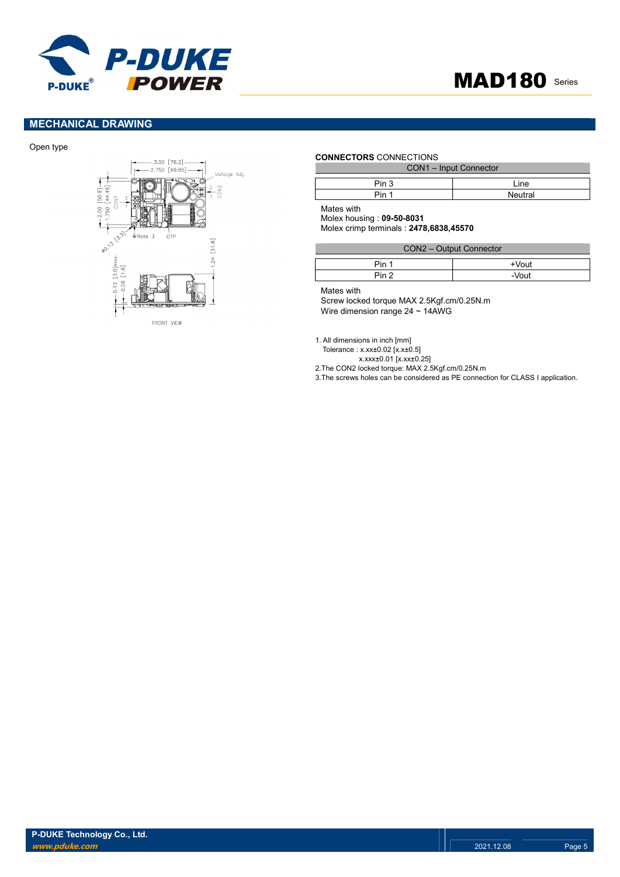## MECHANICAL DRAWING

Open type

**CONNECTORS** CONNECTIONS

| CON1 – Input Connector | |
|---|---|
| Pin 3 | Line |
| Pin 1 | Neutral |

Mates with
Molex housing : **09-50-8031**
Molex crimp terminals : **2478,6838,45570**

| CON2 – Output Connector | |
|---|---|
| Pin 1 | +Vout |
| Pin 2 | -Vout |

Mates with
Screw locked torque MAX 2.5Kgf.cm/0.25N.m
Wire dimension range 24 ~ 14AWG

1. All dimensions in inch [mm]
   Tolerance : x.xx±0.02 [x.x±0.5]
   x.xxx±0.01 [x.xx±0.25]
2. The CON2 locked torque: MAX 2.5Kgf.cm/0.25N.m
3. The screws holes can be considered as PE connection for CLASS I application.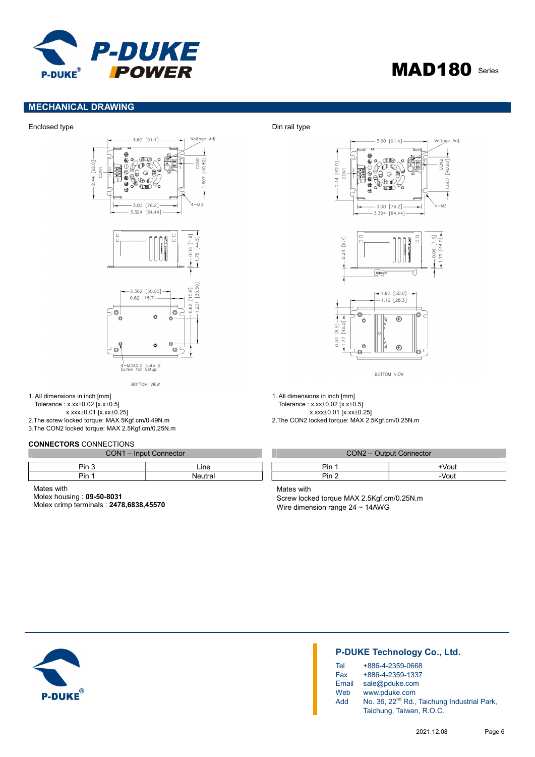## MECHANICAL DRAWING

Enclosed type

3.60 [91.4]
Voltage Adj.
2.44 [62.0]
CON1
CON2
[40.82]
1.607
3.00 [76.2]
3.324 [84.44]
4−M3

0.06 [1.6]
1.75 [44.5]

2.362 [60.00]
0.62 [15.7]
0.62 [15.8]
1.201 [30.50]
4−M3X0.5 Note 2
Screw for Setup

BOTTOM VIEW

1. All dimensions in inch [mm]
   Tolerance : x.xx±0.02 [x.x±0.5]
   x.xxx±0.01 [x.xx±0.25]
2. The screw locked torque: MAX 5Kgf.cm/0.49N.m
3. The CON2 locked torque: MAX 2.5Kgf.cm/0.25N.m

Din rail type

3.60 [91.4]
Voltage Adj.
2.44 [62.0]
CON1
CON2
[40.82]
1.607
3.00 [76.2]
3.324 [84.44]
4−M3

0.34 [8.7]
0.06 [1.6]
1.75 [44.5]

1.97 [50.0]
1.12 [28.3]
0.33 [8.5]
1.77 [45.0]

BOTTOM VIEW

1. All dimensions in inch [mm]
   Tolerance : x.xx±0.02 [x.x±0.5]
   x.xxx±0.01 [x.xx±0.25]
2. The CON2 locked torque: MAX 2.5Kgf.cm/0.25N.m

### CONNECTORS CONNECTIONS

| CON1 – Input Connector | |
|---|---|
| Pin 3 | Line |
| Pin 1 | Neutral |

Mates with
Molex housing : **09-50-8031**
Molex crimp terminals : **2478,6838,45570**

| CON2 – Output Connector | |
|---|---|
| Pin 1 | +Vout |
| Pin 2 | -Vout |

Mates with
Screw locked torque MAX 2.5Kgf.cm/0.25N.m
Wire dimension range 24 ~ 14AWG

**P-DUKE Technology Co., Ltd.**

Tel +886-4-2359-0668
Fax +886-4-2359-1337
Email sale@pduke.com
Web www.pduke.com
Add No. 36, 22nd Rd., Taichung Industrial Park, Taichung, Taiwan, R.O.C.

2021.12.08